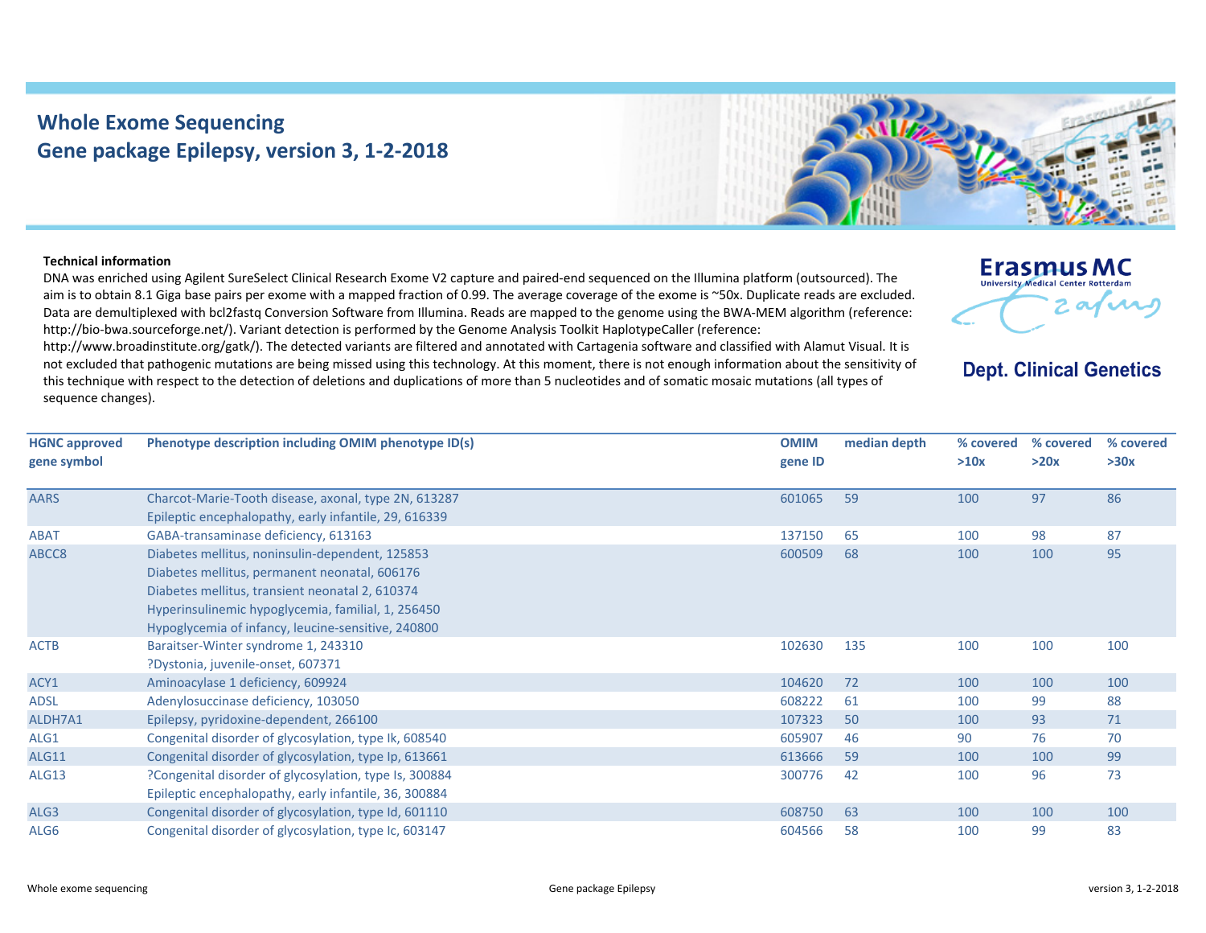# Whole Exome Sequencing
# Gene package Epilepsy, version 3, 1-2-2018

Erasmus MC
University Medical Center Rotterdam

**Dept. Clinical Genetics**

**Technical information**

DNA was enriched using Agilent SureSelect Clinical Research Exome V2 capture and paired-end sequenced on the Illumina platform (outsourced). The aim is to obtain 8.1 Giga base pairs per exome with a mapped fraction of 0.99. The average coverage of the exome is ~50x. Duplicate reads are excluded. Data are demultiplexed with bcl2fastq Conversion Software from Illumina. Reads are mapped to the genome using the BWA-MEM algorithm (reference: http://bio-bwa.sourceforge.net/). Variant detection is performed by the Genome Analysis Toolkit HaplotypeCaller (reference: http://www.broadinstitute.org/gatk/). The detected variants are filtered and annotated with Cartagenia software and classified with Alamut Visual. It is not excluded that pathogenic mutations are being missed using this technology. At this moment, there is not enough information about the sensitivity of this technique with respect to the detection of deletions and duplications of more than 5 nucleotides and of somatic mosaic mutations (all types of sequence changes).

| HGNC approved gene symbol | Phenotype description including OMIM phenotype ID(s) | OMIM gene ID | median depth | % covered >10x | % covered >20x | % covered >30x |
|---|---|---|---|---|---|---|
| AARS | Charcot-Marie-Tooth disease, axonal, type 2N, 613287<br>Epileptic encephalopathy, early infantile, 29, 616339 | 601065 | 59 | 100 | 97 | 86 |
| ABAT | GABA-transaminase deficiency, 613163 | 137150 | 65 | 100 | 98 | 87 |
| ABCC8 | Diabetes mellitus, noninsulin-dependent, 125853<br>Diabetes mellitus, permanent neonatal, 606176<br>Diabetes mellitus, transient neonatal 2, 610374<br>Hyperinsulinemic hypoglycemia, familial, 1, 256450<br>Hypoglycemia of infancy, leucine-sensitive, 240800 | 600509 | 68 | 100 | 100 | 95 |
| ACTB | Baraitser-Winter syndrome 1, 243310<br>?Dystonia, juvenile-onset, 607371 | 102630 | 135 | 100 | 100 | 100 |
| ACY1 | Aminoacylase 1 deficiency, 609924 | 104620 | 72 | 100 | 100 | 100 |
| ADSL | Adenylosuccinase deficiency, 103050 | 608222 | 61 | 100 | 99 | 88 |
| ALDH7A1 | Epilepsy, pyridoxine-dependent, 266100 | 107323 | 50 | 100 | 93 | 71 |
| ALG1 | Congenital disorder of glycosylation, type Ik, 608540 | 605907 | 46 | 90 | 76 | 70 |
| ALG11 | Congenital disorder of glycosylation, type Ip, 613661 | 613666 | 59 | 100 | 100 | 99 |
| ALG13 | ?Congenital disorder of glycosylation, type Is, 300884<br>Epileptic encephalopathy, early infantile, 36, 300884 | 300776 | 42 | 100 | 96 | 73 |
| ALG3 | Congenital disorder of glycosylation, type Id, 601110 | 608750 | 63 | 100 | 100 | 100 |
| ALG6 | Congenital disorder of glycosylation, type Ic, 603147 | 604566 | 58 | 100 | 99 | 83 |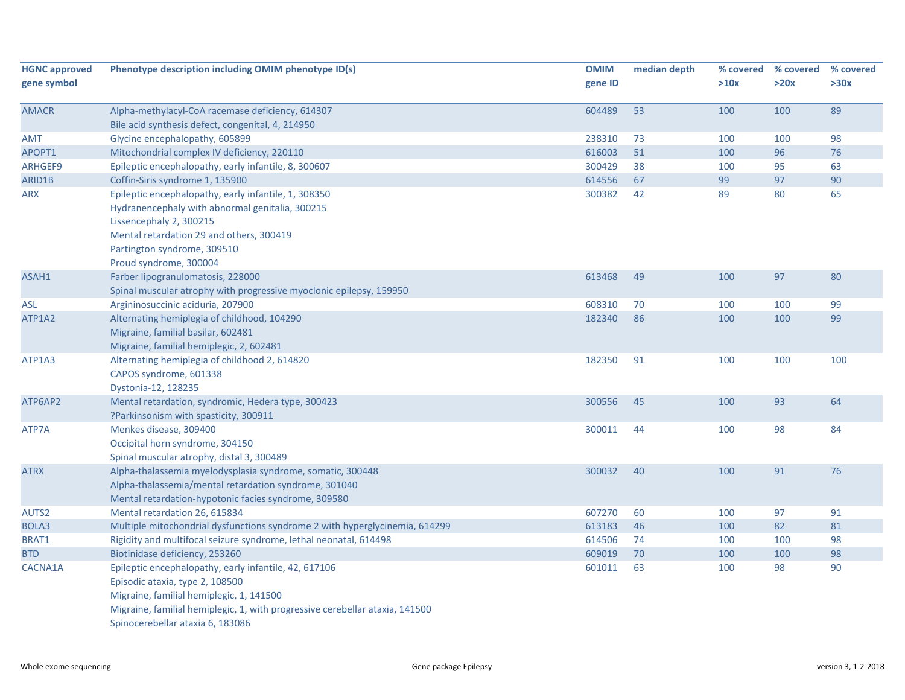| HGNC approved gene symbol | Phenotype description including OMIM phenotype ID(s) | OMIM gene ID | median depth | % covered >10x | % covered >20x | % covered >30x |
|---|---|---|---|---|---|---|
| AMACR | Alpha-methylacyl-CoA racemase deficiency, 614307<br>Bile acid synthesis defect, congenital, 4, 214950 | 604489 | 53 | 100 | 100 | 89 |
| AMT | Glycine encephalopathy, 605899 | 238310 | 73 | 100 | 100 | 98 |
| APOPT1 | Mitochondrial complex IV deficiency, 220110 | 616003 | 51 | 100 | 96 | 76 |
| ARHGEF9 | Epileptic encephalopathy, early infantile, 8, 300607 | 300429 | 38 | 100 | 95 | 63 |
| ARID1B | Coffin-Siris syndrome 1, 135900 | 614556 | 67 | 99 | 97 | 90 |
| ARX | Epileptic encephalopathy, early infantile, 1, 308350<br>Hydranencephaly with abnormal genitalia, 300215<br>Lissencephaly 2, 300215<br>Mental retardation 29 and others, 300419<br>Partington syndrome, 309510<br>Proud syndrome, 300004 | 300382 | 42 | 89 | 80 | 65 |
| ASAH1 | Farber lipogranulomatosis, 228000<br>Spinal muscular atrophy with progressive myoclonic epilepsy, 159950 | 613468 | 49 | 100 | 97 | 80 |
| ASL | Argininosuccinic aciduria, 207900 | 608310 | 70 | 100 | 100 | 99 |
| ATP1A2 | Alternating hemiplegia of childhood, 104290<br>Migraine, familial basilar, 602481<br>Migraine, familial hemiplegic, 2, 602481 | 182340 | 86 | 100 | 100 | 99 |
| ATP1A3 | Alternating hemiplegia of childhood 2, 614820<br>CAPOS syndrome, 601338<br>Dystonia-12, 128235 | 182350 | 91 | 100 | 100 | 100 |
| ATP6AP2 | Mental retardation, syndromic, Hedera type, 300423<br>?Parkinsonism with spasticity, 300911 | 300556 | 45 | 100 | 93 | 64 |
| ATP7A | Menkes disease, 309400<br>Occipital horn syndrome, 304150<br>Spinal muscular atrophy, distal 3, 300489 | 300011 | 44 | 100 | 98 | 84 |
| ATRX | Alpha-thalassemia myelodysplasia syndrome, somatic, 300448<br>Alpha-thalassemia/mental retardation syndrome, 301040<br>Mental retardation-hypotonic facies syndrome, 309580 | 300032 | 40 | 100 | 91 | 76 |
| AUTS2 | Mental retardation 26, 615834 | 607270 | 60 | 100 | 97 | 91 |
| BOLA3 | Multiple mitochondrial dysfunctions syndrome 2 with hyperglycinemia, 614299 | 613183 | 46 | 100 | 82 | 81 |
| BRAT1 | Rigidity and multifocal seizure syndrome, lethal neonatal, 614498 | 614506 | 74 | 100 | 100 | 98 |
| BTD | Biotinidase deficiency, 253260 | 609019 | 70 | 100 | 100 | 98 |
| CACNA1A | Epileptic encephalopathy, early infantile, 42, 617106<br>Episodic ataxia, type 2, 108500<br>Migraine, familial hemiplegic, 1, 141500<br>Migraine, familial hemiplegic, 1, with progressive cerebellar ataxia, 141500<br>Spinocerebellar ataxia 6, 183086 | 601011 | 63 | 100 | 98 | 90 |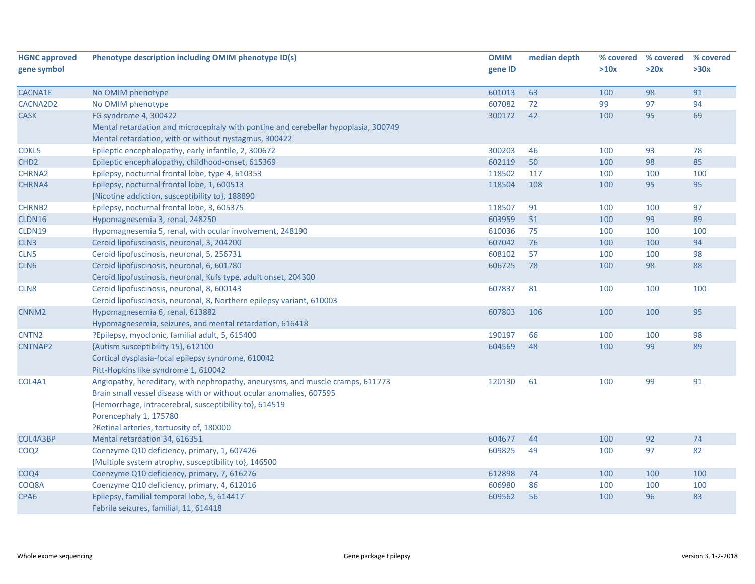| HGNC approved gene symbol | Phenotype description including OMIM phenotype ID(s) | OMIM gene ID | median depth | % covered >10x | % covered >20x | % covered >30x |
|---|---|---|---|---|---|---|
| CACNA1E | No OMIM phenotype | 601013 | 63 | 100 | 98 | 91 |
| CACNA2D2 | No OMIM phenotype | 607082 | 72 | 99 | 97 | 94 |
| CASK | FG syndrome 4, 300422<br>Mental retardation and microcephaly with pontine and cerebellar hypoplasia, 300749<br>Mental retardation, with or without nystagmus, 300422 | 300172 | 42 | 100 | 95 | 69 |
| CDKL5 | Epileptic encephalopathy, early infantile, 2, 300672 | 300203 | 46 | 100 | 93 | 78 |
| CHD2 | Epileptic encephalopathy, childhood-onset, 615369 | 602119 | 50 | 100 | 98 | 85 |
| CHRNA2 | Epilepsy, nocturnal frontal lobe, type 4, 610353 | 118502 | 117 | 100 | 100 | 100 |
| CHRNA4 | Epilepsy, nocturnal frontal lobe, 1, 600513<br>{Nicotine addiction, susceptibility to}, 188890 | 118504 | 108 | 100 | 95 | 95 |
| CHRNB2 | Epilepsy, nocturnal frontal lobe, 3, 605375 | 118507 | 91 | 100 | 100 | 97 |
| CLDN16 | Hypomagnesemia 3, renal, 248250 | 603959 | 51 | 100 | 99 | 89 |
| CLDN19 | Hypomagnesemia 5, renal, with ocular involvement, 248190 | 610036 | 75 | 100 | 100 | 100 |
| CLN3 | Ceroid lipofuscinosis, neuronal, 3, 204200 | 607042 | 76 | 100 | 100 | 94 |
| CLN5 | Ceroid lipofuscinosis, neuronal, 5, 256731 | 608102 | 57 | 100 | 100 | 98 |
| CLN6 | Ceroid lipofuscinosis, neuronal, 6, 601780<br>Ceroid lipofuscinosis, neuronal, Kufs type, adult onset, 204300 | 606725 | 78 | 100 | 98 | 88 |
| CLN8 | Ceroid lipofuscinosis, neuronal, 8, 600143<br>Ceroid lipofuscinosis, neuronal, 8, Northern epilepsy variant, 610003 | 607837 | 81 | 100 | 100 | 100 |
| CNNM2 | Hypomagnesemia 6, renal, 613882<br>Hypomagnesemia, seizures, and mental retardation, 616418 | 607803 | 106 | 100 | 100 | 95 |
| CNTN2 | ?Epilepsy, myoclonic, familial adult, 5, 615400 | 190197 | 66 | 100 | 100 | 98 |
| CNTNAP2 | {Autism susceptibility 15}, 612100<br>Cortical dysplasia-focal epilepsy syndrome, 610042<br>Pitt-Hopkins like syndrome 1, 610042 | 604569 | 48 | 100 | 99 | 89 |
| COL4A1 | Angiopathy, hereditary, with nephropathy, aneurysms, and muscle cramps, 611773<br>Brain small vessel disease with or without ocular anomalies, 607595<br>{Hemorrhage, intracerebral, susceptibility to}, 614519<br>Porencephaly 1, 175780<br>?Retinal arteries, tortuosity of, 180000 | 120130 | 61 | 100 | 99 | 91 |
| COL4A3BP | Mental retardation 34, 616351 | 604677 | 44 | 100 | 92 | 74 |
| COQ2 | Coenzyme Q10 deficiency, primary, 1, 607426<br>{Multiple system atrophy, susceptibility to}, 146500 | 609825 | 49 | 100 | 97 | 82 |
| COQ4 | Coenzyme Q10 deficiency, primary, 7, 616276 | 612898 | 74 | 100 | 100 | 100 |
| COQ8A | Coenzyme Q10 deficiency, primary, 4, 612016 | 606980 | 86 | 100 | 100 | 100 |
| CPA6 | Epilepsy, familial temporal lobe, 5, 614417<br>Febrile seizures, familial, 11, 614418 | 609562 | 56 | 100 | 96 | 83 |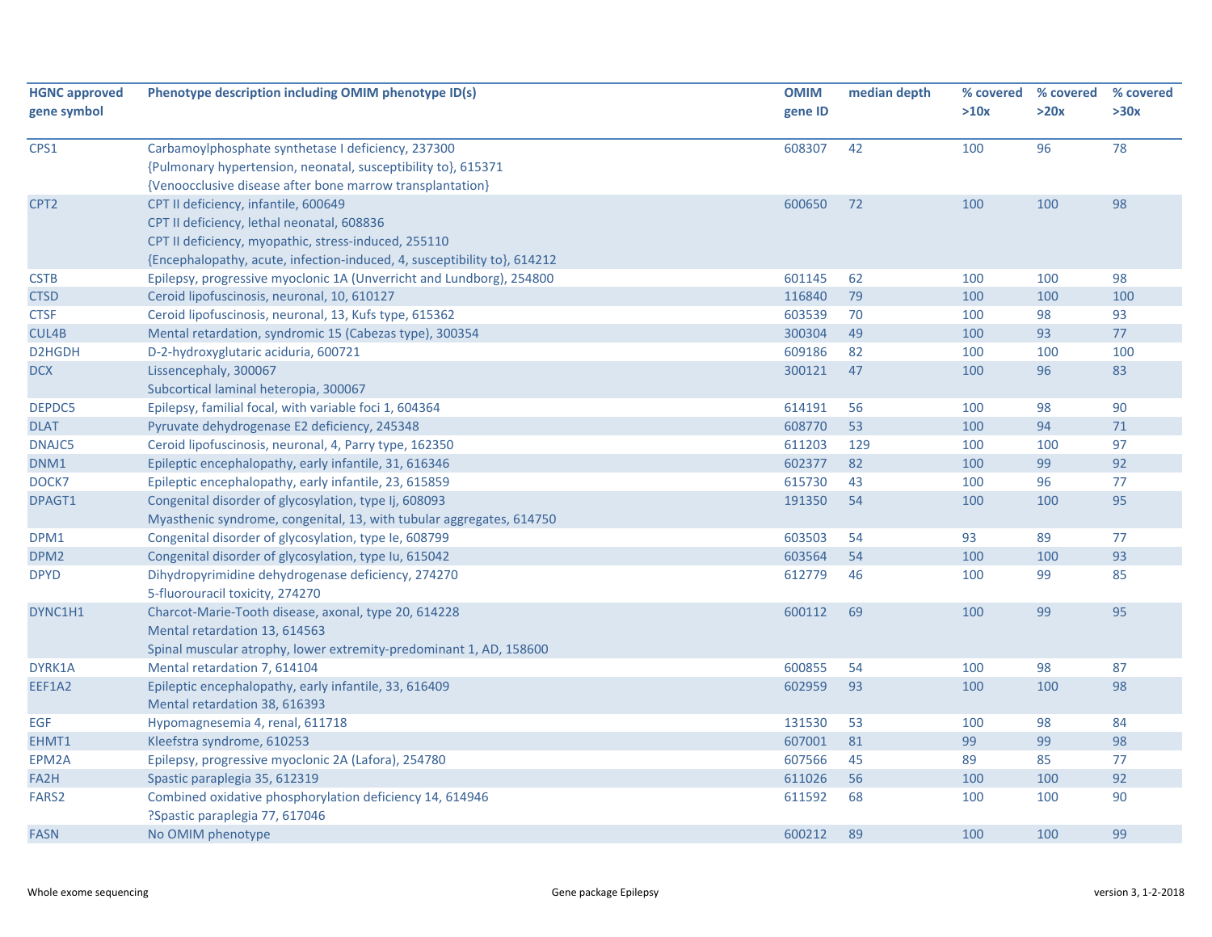| HGNC approved gene symbol | Phenotype description including OMIM phenotype ID(s) | OMIM gene ID | median depth | % covered >10x | % covered >20x | % covered >30x |
|---|---|---|---|---|---|---|
| CPS1 | Carbamoylphosphate synthetase I deficiency, 237300<br>{Pulmonary hypertension, neonatal, susceptibility to}, 615371<br>{Venoocclusive disease after bone marrow transplantation} | 608307 | 42 | 100 | 96 | 78 |
| CPT2 | CPT II deficiency, infantile, 600649<br>CPT II deficiency, lethal neonatal, 608836<br>CPT II deficiency, myopathic, stress-induced, 255110<br>{Encephalopathy, acute, infection-induced, 4, susceptibility to}, 614212 | 600650 | 72 | 100 | 100 | 98 |
| CSTB | Epilepsy, progressive myoclonic 1A (Unverricht and Lundborg), 254800 | 601145 | 62 | 100 | 100 | 98 |
| CTSD | Ceroid lipofuscinosis, neuronal, 10, 610127 | 116840 | 79 | 100 | 100 | 100 |
| CTSF | Ceroid lipofuscinosis, neuronal, 13, Kufs type, 615362 | 603539 | 70 | 100 | 98 | 93 |
| CUL4B | Mental retardation, syndromic 15 (Cabezas type), 300354 | 300304 | 49 | 100 | 93 | 77 |
| D2HGDH | D-2-hydroxyglutaric aciduria, 600721 | 609186 | 82 | 100 | 100 | 100 |
| DCX | Lissencephaly, 300067<br>Subcortical laminal heteropia, 300067 | 300121 | 47 | 100 | 96 | 83 |
| DEPDC5 | Epilepsy, familial focal, with variable foci 1, 604364 | 614191 | 56 | 100 | 98 | 90 |
| DLAT | Pyruvate dehydrogenase E2 deficiency, 245348 | 608770 | 53 | 100 | 94 | 71 |
| DNAJC5 | Ceroid lipofuscinosis, neuronal, 4, Parry type, 162350 | 611203 | 129 | 100 | 100 | 97 |
| DNM1 | Epileptic encephalopathy, early infantile, 31, 616346 | 602377 | 82 | 100 | 99 | 92 |
| DOCK7 | Epileptic encephalopathy, early infantile, 23, 615859 | 615730 | 43 | 100 | 96 | 77 |
| DPAGT1 | Congenital disorder of glycosylation, type Ij, 608093<br>Myasthenic syndrome, congenital, 13, with tubular aggregates, 614750 | 191350 | 54 | 100 | 100 | 95 |
| DPM1 | Congenital disorder of glycosylation, type Ie, 608799 | 603503 | 54 | 93 | 89 | 77 |
| DPM2 | Congenital disorder of glycosylation, type Iu, 615042 | 603564 | 54 | 100 | 100 | 93 |
| DPYD | Dihydropyrimidine dehydrogenase deficiency, 274270<br>5-fluorouracil toxicity, 274270 | 612779 | 46 | 100 | 99 | 85 |
| DYNC1H1 | Charcot-Marie-Tooth disease, axonal, type 20, 614228<br>Mental retardation 13, 614563<br>Spinal muscular atrophy, lower extremity-predominant 1, AD, 158600 | 600112 | 69 | 100 | 99 | 95 |
| DYRK1A | Mental retardation 7, 614104 | 600855 | 54 | 100 | 98 | 87 |
| EEF1A2 | Epileptic encephalopathy, early infantile, 33, 616409<br>Mental retardation 38, 616393 | 602959 | 93 | 100 | 100 | 98 |
| EGF | Hypomagnesemia 4, renal, 611718 | 131530 | 53 | 100 | 98 | 84 |
| EHMT1 | Kleefstra syndrome, 610253 | 607001 | 81 | 99 | 99 | 98 |
| EPM2A | Epilepsy, progressive myoclonic 2A (Lafora), 254780 | 607566 | 45 | 89 | 85 | 77 |
| FA2H | Spastic paraplegia 35, 612319 | 611026 | 56 | 100 | 100 | 92 |
| FARS2 | Combined oxidative phosphorylation deficiency 14, 614946<br>?Spastic paraplegia 77, 617046 | 611592 | 68 | 100 | 100 | 90 |
| FASN | No OMIM phenotype | 600212 | 89 | 100 | 100 | 99 |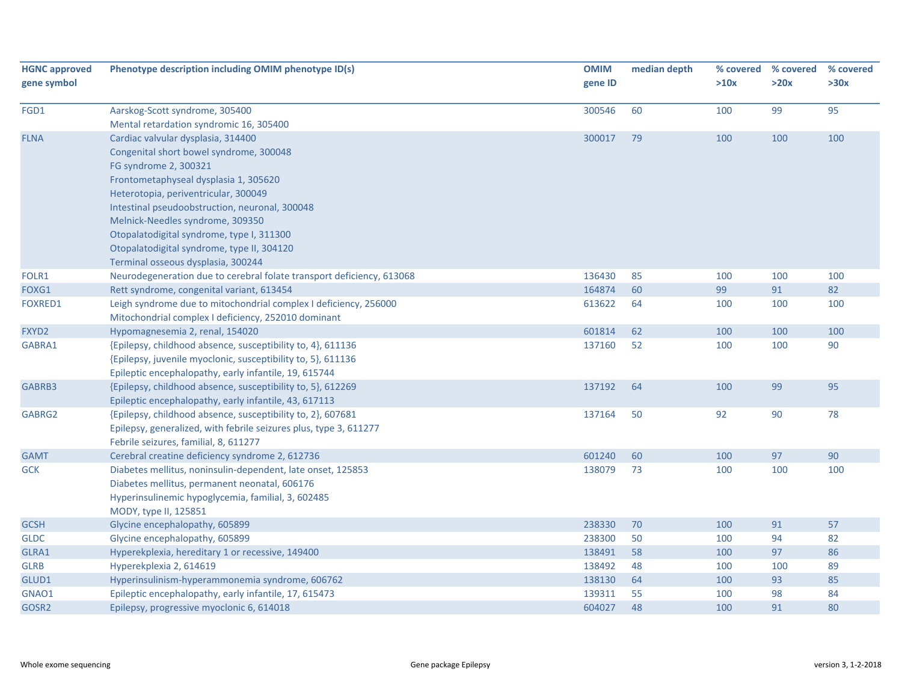| HGNC approved gene symbol | Phenotype description including OMIM phenotype ID(s) | OMIM gene ID | median depth | % covered >10x | % covered >20x | % covered >30x |
|---|---|---|---|---|---|---|
| FGD1 | Aarskog-Scott syndrome, 305400<br>Mental retardation syndromic 16, 305400 | 300546 | 60 | 100 | 99 | 95 |
| FLNA | Cardiac valvular dysplasia, 314400<br>Congenital short bowel syndrome, 300048<br>FG syndrome 2, 300321<br>Frontometaphyseal dysplasia 1, 305620<br>Heterotopia, periventricular, 300049<br>Intestinal pseudoobstruction, neuronal, 300048<br>Melnick-Needles syndrome, 309350<br>Otopalatodigital syndrome, type I, 311300<br>Otopalatodigital syndrome, type II, 304120<br>Terminal osseous dysplasia, 300244 | 300017 | 79 | 100 | 100 | 100 |
| FOLR1 | Neurodegeneration due to cerebral folate transport deficiency, 613068 | 136430 | 85 | 100 | 100 | 100 |
| FOXG1 | Rett syndrome, congenital variant, 613454 | 164874 | 60 | 99 | 91 | 82 |
| FOXRED1 | Leigh syndrome due to mitochondrial complex I deficiency, 256000<br>Mitochondrial complex I deficiency, 252010 dominant | 613622 | 64 | 100 | 100 | 100 |
| FXYD2 | Hypomagnesemia 2, renal, 154020 | 601814 | 62 | 100 | 100 | 100 |
| GABRA1 | {Epilepsy, childhood absence, susceptibility to, 4}, 611136<br>{Epilepsy, juvenile myoclonic, susceptibility to, 5}, 611136<br>Epileptic encephalopathy, early infantile, 19, 615744 | 137160 | 52 | 100 | 100 | 90 |
| GABRB3 | {Epilepsy, childhood absence, susceptibility to, 5}, 612269<br>Epileptic encephalopathy, early infantile, 43, 617113 | 137192 | 64 | 100 | 99 | 95 |
| GABRG2 | {Epilepsy, childhood absence, susceptibility to, 2}, 607681<br>Epilepsy, generalized, with febrile seizures plus, type 3, 611277<br>Febrile seizures, familial, 8, 611277 | 137164 | 50 | 92 | 90 | 78 |
| GAMT | Cerebral creatine deficiency syndrome 2, 612736 | 601240 | 60 | 100 | 97 | 90 |
| GCK | Diabetes mellitus, noninsulin-dependent, late onset, 125853<br>Diabetes mellitus, permanent neonatal, 606176<br>Hyperinsulinemic hypoglycemia, familial, 3, 602485<br>MODY, type II, 125851 | 138079 | 73 | 100 | 100 | 100 |
| GCSH | Glycine encephalopathy, 605899 | 238330 | 70 | 100 | 91 | 57 |
| GLDC | Glycine encephalopathy, 605899 | 238300 | 50 | 100 | 94 | 82 |
| GLRA1 | Hyperekplexia, hereditary 1 or recessive, 149400 | 138491 | 58 | 100 | 97 | 86 |
| GLRB | Hyperekplexia 2, 614619 | 138492 | 48 | 100 | 100 | 89 |
| GLUD1 | Hyperinsulinism-hyperammonemia syndrome, 606762 | 138130 | 64 | 100 | 93 | 85 |
| GNAO1 | Epileptic encephalopathy, early infantile, 17, 615473 | 139311 | 55 | 100 | 98 | 84 |
| GOSR2 | Epilepsy, progressive myoclonic 6, 614018 | 604027 | 48 | 100 | 91 | 80 |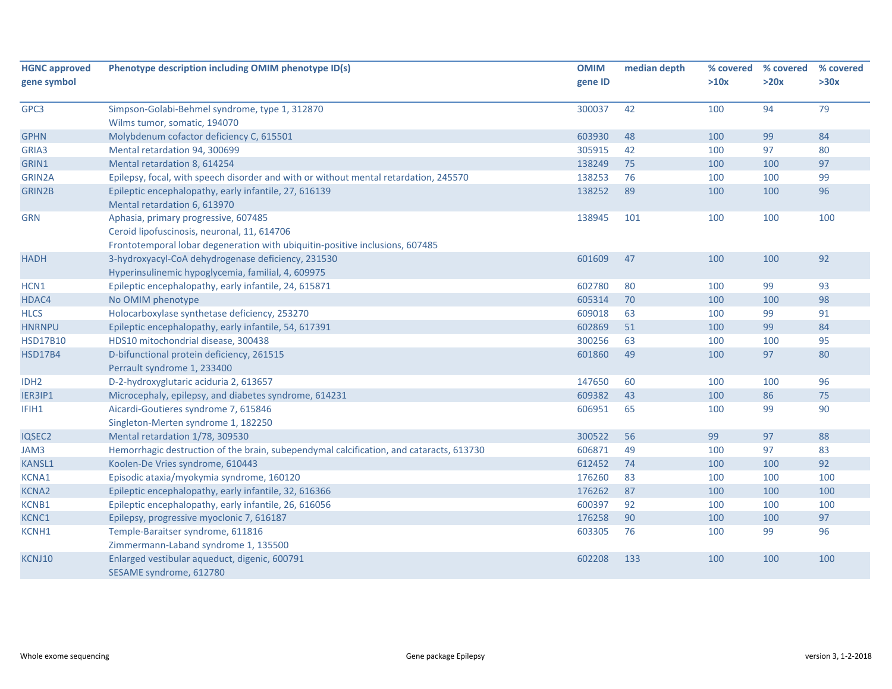| HGNC approved gene symbol | Phenotype description including OMIM phenotype ID(s) | OMIM gene ID | median depth | % covered >10x | % covered >20x | % covered >30x |
|---|---|---|---|---|---|---|
| GPC3 | Simpson-Golabi-Behmel syndrome, type 1, 312870<br>Wilms tumor, somatic, 194070 | 300037 | 42 | 100 | 94 | 79 |
| GPHN | Molybdenum cofactor deficiency C, 615501 | 603930 | 48 | 100 | 99 | 84 |
| GRIA3 | Mental retardation 94, 300699 | 305915 | 42 | 100 | 97 | 80 |
| GRIN1 | Mental retardation 8, 614254 | 138249 | 75 | 100 | 100 | 97 |
| GRIN2A | Epilepsy, focal, with speech disorder and with or without mental retardation, 245570 | 138253 | 76 | 100 | 100 | 99 |
| GRIN2B | Epileptic encephalopathy, early infantile, 27, 616139<br>Mental retardation 6, 613970 | 138252 | 89 | 100 | 100 | 96 |
| GRN | Aphasia, primary progressive, 607485<br>Ceroid lipofuscinosis, neuronal, 11, 614706<br>Frontotemporal lobar degeneration with ubiquitin-positive inclusions, 607485 | 138945 | 101 | 100 | 100 | 100 |
| HADH | 3-hydroxyacyl-CoA dehydrogenase deficiency, 231530<br>Hyperinsulinemic hypoglycemia, familial, 4, 609975 | 601609 | 47 | 100 | 100 | 92 |
| HCN1 | Epileptic encephalopathy, early infantile, 24, 615871 | 602780 | 80 | 100 | 99 | 93 |
| HDAC4 | No OMIM phenotype | 605314 | 70 | 100 | 100 | 98 |
| HLCS | Holocarboxylase synthetase deficiency, 253270 | 609018 | 63 | 100 | 99 | 91 |
| HNRNPU | Epileptic encephalopathy, early infantile, 54, 617391 | 602869 | 51 | 100 | 99 | 84 |
| HSD17B10 | HDS10 mitochondrial disease, 300438 | 300256 | 63 | 100 | 100 | 95 |
| HSD17B4 | D-bifunctional protein deficiency, 261515<br>Perrault syndrome 1, 233400 | 601860 | 49 | 100 | 97 | 80 |
| IDH2 | D-2-hydroxyglutaric aciduria 2, 613657 | 147650 | 60 | 100 | 100 | 96 |
| IER3IP1 | Microcephaly, epilepsy, and diabetes syndrome, 614231 | 609382 | 43 | 100 | 86 | 75 |
| IFIH1 | Aicardi-Goutieres syndrome 7, 615846<br>Singleton-Merten syndrome 1, 182250 | 606951 | 65 | 100 | 99 | 90 |
| IQSEC2 | Mental retardation 1/78, 309530 | 300522 | 56 | 99 | 97 | 88 |
| JAM3 | Hemorrhagic destruction of the brain, subependymal calcification, and cataracts, 613730 | 606871 | 49 | 100 | 97 | 83 |
| KANSL1 | Koolen-De Vries syndrome, 610443 | 612452 | 74 | 100 | 100 | 92 |
| KCNA1 | Episodic ataxia/myokymia syndrome, 160120 | 176260 | 83 | 100 | 100 | 100 |
| KCNA2 | Epileptic encephalopathy, early infantile, 32, 616366 | 176262 | 87 | 100 | 100 | 100 |
| KCNB1 | Epileptic encephalopathy, early infantile, 26, 616056 | 600397 | 92 | 100 | 100 | 100 |
| KCNC1 | Epilepsy, progressive myoclonic 7, 616187 | 176258 | 90 | 100 | 100 | 97 |
| KCNH1 | Temple-Baraitser syndrome, 611816<br>Zimmermann-Laband syndrome 1, 135500 | 603305 | 76 | 100 | 99 | 96 |
| KCNJ10 | Enlarged vestibular aqueduct, digenic, 600791<br>SESAME syndrome, 612780 | 602208 | 133 | 100 | 100 | 100 |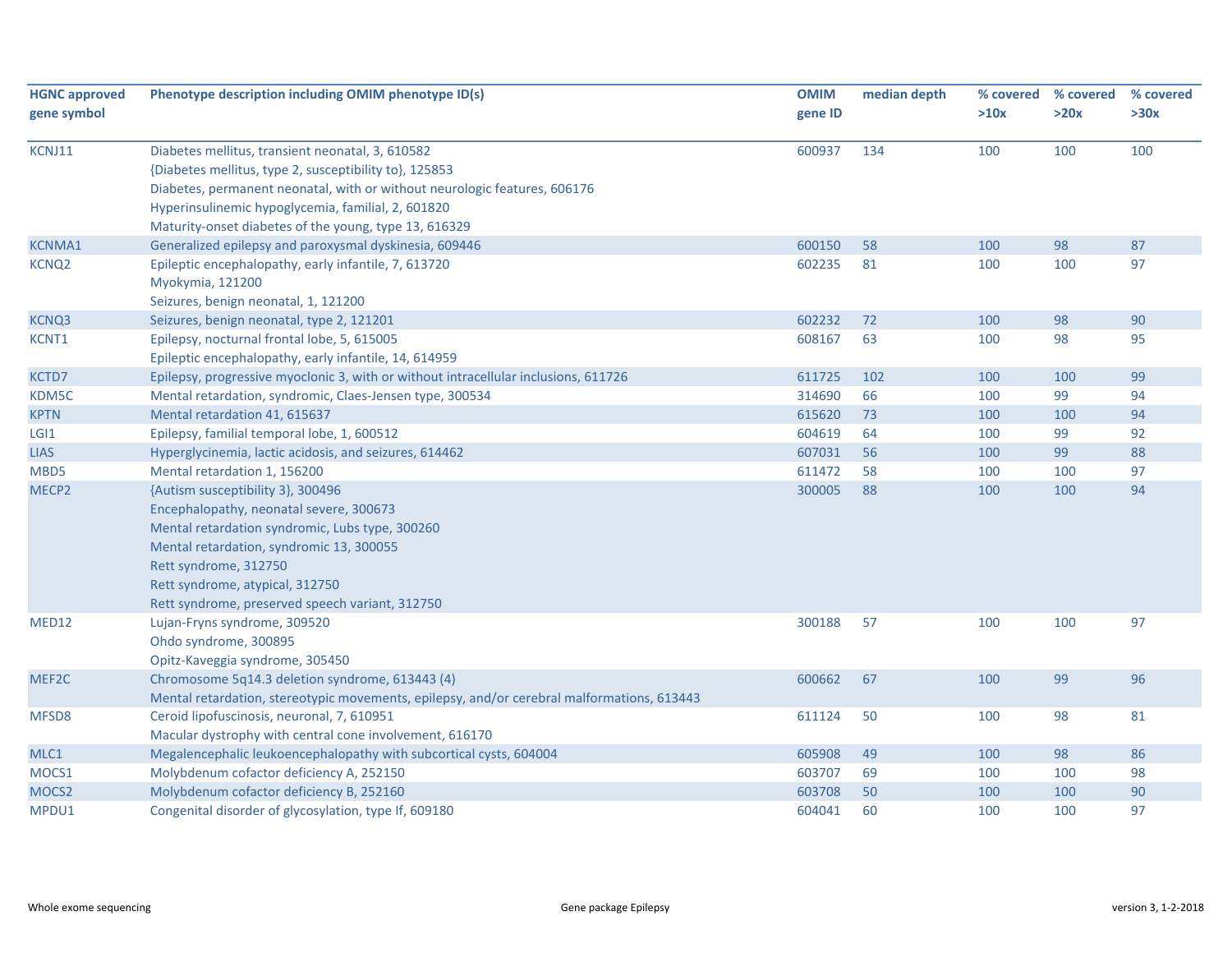| HGNC approved gene symbol | Phenotype description including OMIM phenotype ID(s) | OMIM gene ID | median depth | % covered >10x | % covered >20x | % covered >30x |
|---|---|---|---|---|---|---|
| KCNJ11 | Diabetes mellitus, transient neonatal, 3, 610582<br>{Diabetes mellitus, type 2, susceptibility to}, 125853<br>Diabetes, permanent neonatal, with or without neurologic features, 606176<br>Hyperinsulinemic hypoglycemia, familial, 2, 601820<br>Maturity-onset diabetes of the young, type 13, 616329 | 600937 | 134 | 100 | 100 | 100 |
| KCNMA1 | Generalized epilepsy and paroxysmal dyskinesia, 609446 | 600150 | 58 | 100 | 98 | 87 |
| KCNQ2 | Epileptic encephalopathy, early infantile, 7, 613720<br>Myokymia, 121200<br>Seizures, benign neonatal, 1, 121200 | 602235 | 81 | 100 | 100 | 97 |
| KCNQ3 | Seizures, benign neonatal, type 2, 121201 | 602232 | 72 | 100 | 98 | 90 |
| KCNT1 | Epilepsy, nocturnal frontal lobe, 5, 615005<br>Epileptic encephalopathy, early infantile, 14, 614959 | 608167 | 63 | 100 | 98 | 95 |
| KCTD7 | Epilepsy, progressive myoclonic 3, with or without intracellular inclusions, 611726 | 611725 | 102 | 100 | 100 | 99 |
| KDM5C | Mental retardation, syndromic, Claes-Jensen type, 300534 | 314690 | 66 | 100 | 99 | 94 |
| KPTN | Mental retardation 41, 615637 | 615620 | 73 | 100 | 100 | 94 |
| LGI1 | Epilepsy, familial temporal lobe, 1, 600512 | 604619 | 64 | 100 | 99 | 92 |
| LIAS | Hyperglycinemia, lactic acidosis, and seizures, 614462 | 607031 | 56 | 100 | 99 | 88 |
| MBD5 | Mental retardation 1, 156200 | 611472 | 58 | 100 | 100 | 97 |
| MECP2 | {Autism susceptibility 3}, 300496<br>Encephalopathy, neonatal severe, 300673<br>Mental retardation syndromic, Lubs type, 300260<br>Mental retardation, syndromic 13, 300055<br>Rett syndrome, 312750<br>Rett syndrome, atypical, 312750<br>Rett syndrome, preserved speech variant, 312750 | 300005 | 88 | 100 | 100 | 94 |
| MED12 | Lujan-Fryns syndrome, 309520<br>Ohdo syndrome, 300895<br>Opitz-Kaveggia syndrome, 305450 | 300188 | 57 | 100 | 100 | 97 |
| MEF2C | Chromosome 5q14.3 deletion syndrome, 613443 (4)<br>Mental retardation, stereotypic movements, epilepsy, and/or cerebral malformations, 613443 | 600662 | 67 | 100 | 99 | 96 |
| MFSD8 | Ceroid lipofuscinosis, neuronal, 7, 610951<br>Macular dystrophy with central cone involvement, 616170 | 611124 | 50 | 100 | 98 | 81 |
| MLC1 | Megalencephalic leukoencephalopathy with subcortical cysts, 604004 | 605908 | 49 | 100 | 98 | 86 |
| MOCS1 | Molybdenum cofactor deficiency A, 252150 | 603707 | 69 | 100 | 100 | 98 |
| MOCS2 | Molybdenum cofactor deficiency B, 252160 | 603708 | 50 | 100 | 100 | 90 |
| MPDU1 | Congenital disorder of glycosylation, type If, 609180 | 604041 | 60 | 100 | 100 | 97 |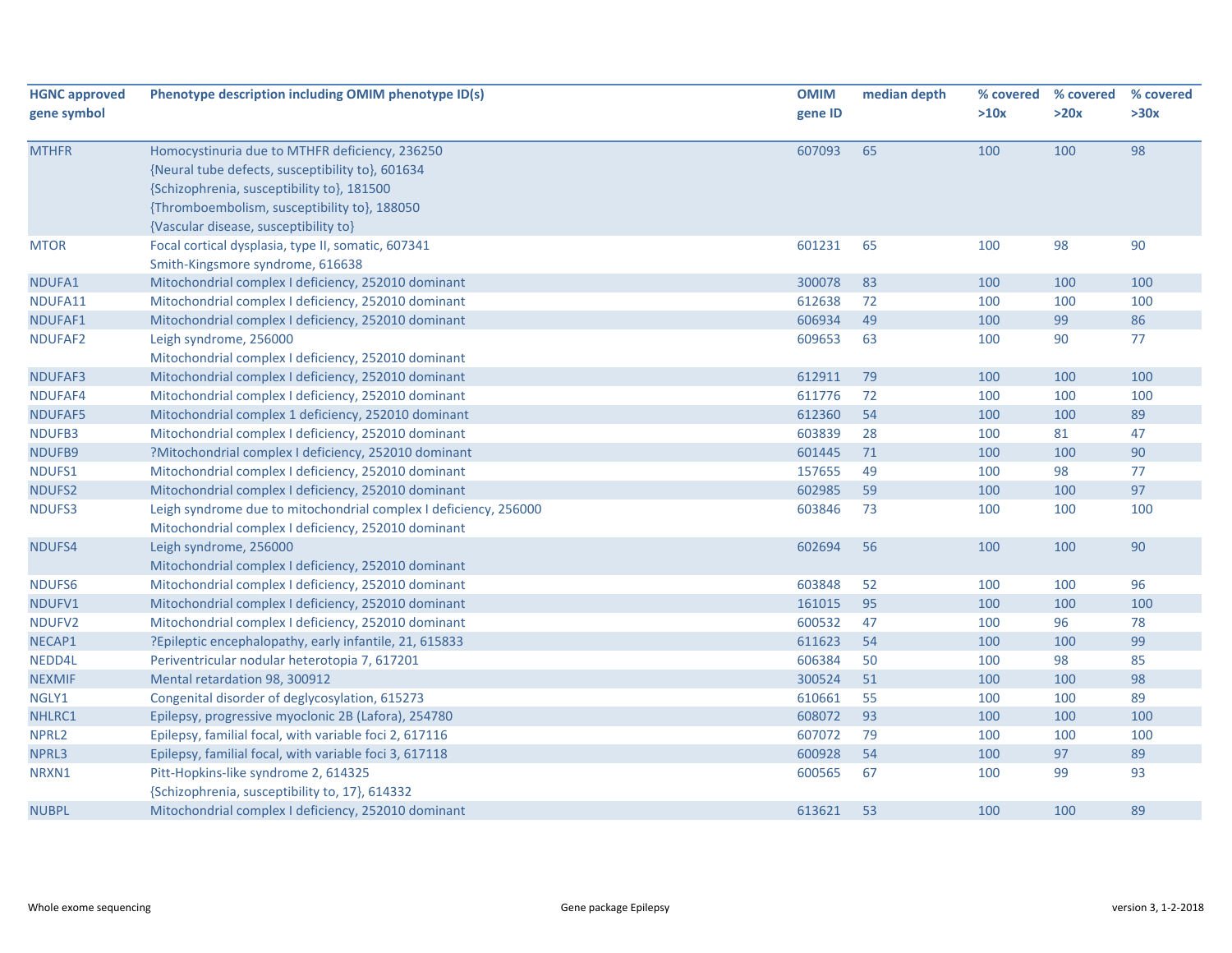| HGNC approved gene symbol | Phenotype description including OMIM phenotype ID(s) | OMIM gene ID | median depth | % covered >10x | % covered >20x | % covered >30x |
|---|---|---|---|---|---|---|
| MTHFR | Homocystinuria due to MTHFR deficiency, 236250<br>{Neural tube defects, susceptibility to}, 601634<br>{Schizophrenia, susceptibility to}, 181500<br>{Thromboembolism, susceptibility to}, 188050<br>{Vascular disease, susceptibility to} | 607093 | 65 | 100 | 100 | 98 |
| MTOR | Focal cortical dysplasia, type II, somatic, 607341<br>Smith-Kingsmore syndrome, 616638 | 601231 | 65 | 100 | 98 | 90 |
| NDUFA1 | Mitochondrial complex I deficiency, 252010 dominant | 300078 | 83 | 100 | 100 | 100 |
| NDUFA11 | Mitochondrial complex I deficiency, 252010 dominant | 612638 | 72 | 100 | 100 | 100 |
| NDUFAF1 | Mitochondrial complex I deficiency, 252010 dominant | 606934 | 49 | 100 | 99 | 86 |
| NDUFAF2 | Leigh syndrome, 256000<br>Mitochondrial complex I deficiency, 252010 dominant | 609653 | 63 | 100 | 90 | 77 |
| NDUFAF3 | Mitochondrial complex I deficiency, 252010 dominant | 612911 | 79 | 100 | 100 | 100 |
| NDUFAF4 | Mitochondrial complex I deficiency, 252010 dominant | 611776 | 72 | 100 | 100 | 100 |
| NDUFAF5 | Mitochondrial complex 1 deficiency, 252010 dominant | 612360 | 54 | 100 | 100 | 89 |
| NDUFB3 | Mitochondrial complex I deficiency, 252010 dominant | 603839 | 28 | 100 | 81 | 47 |
| NDUFB9 | ?Mitochondrial complex I deficiency, 252010 dominant | 601445 | 71 | 100 | 100 | 90 |
| NDUFS1 | Mitochondrial complex I deficiency, 252010 dominant | 157655 | 49 | 100 | 98 | 77 |
| NDUFS2 | Mitochondrial complex I deficiency, 252010 dominant | 602985 | 59 | 100 | 100 | 97 |
| NDUFS3 | Leigh syndrome due to mitochondrial complex I deficiency, 256000<br>Mitochondrial complex I deficiency, 252010 dominant | 603846 | 73 | 100 | 100 | 100 |
| NDUFS4 | Leigh syndrome, 256000<br>Mitochondrial complex I deficiency, 252010 dominant | 602694 | 56 | 100 | 100 | 90 |
| NDUFS6 | Mitochondrial complex I deficiency, 252010 dominant | 603848 | 52 | 100 | 100 | 96 |
| NDUFV1 | Mitochondrial complex I deficiency, 252010 dominant | 161015 | 95 | 100 | 100 | 100 |
| NDUFV2 | Mitochondrial complex I deficiency, 252010 dominant | 600532 | 47 | 100 | 96 | 78 |
| NECAP1 | ?Epileptic encephalopathy, early infantile, 21, 615833 | 611623 | 54 | 100 | 100 | 99 |
| NEDD4L | Periventricular nodular heterotopia 7, 617201 | 606384 | 50 | 100 | 98 | 85 |
| NEXMIF | Mental retardation 98, 300912 | 300524 | 51 | 100 | 100 | 98 |
| NGLY1 | Congenital disorder of deglycosylation, 615273 | 610661 | 55 | 100 | 100 | 89 |
| NHLRC1 | Epilepsy, progressive myoclonic 2B (Lafora), 254780 | 608072 | 93 | 100 | 100 | 100 |
| NPRL2 | Epilepsy, familial focal, with variable foci 2, 617116 | 607072 | 79 | 100 | 100 | 100 |
| NPRL3 | Epilepsy, familial focal, with variable foci 3, 617118 | 600928 | 54 | 100 | 97 | 89 |
| NRXN1 | Pitt-Hopkins-like syndrome 2, 614325<br>{Schizophrenia, susceptibility to, 17}, 614332 | 600565 | 67 | 100 | 99 | 93 |
| NUBPL | Mitochondrial complex I deficiency, 252010 dominant | 613621 | 53 | 100 | 100 | 89 |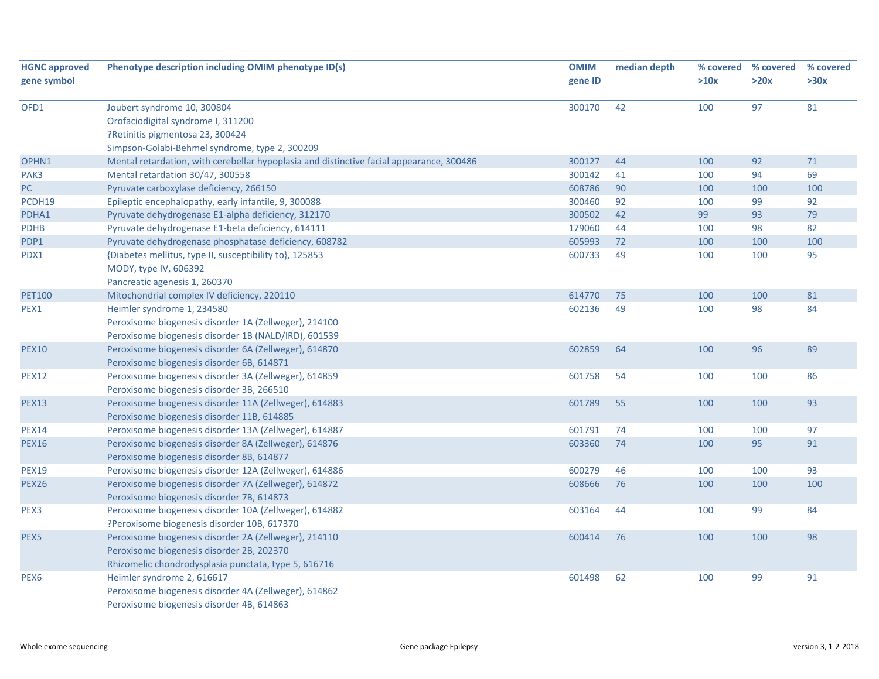| HGNC approved gene symbol | Phenotype description including OMIM phenotype ID(s) | OMIM gene ID | median depth | % covered >10x | % covered >20x | % covered >30x |
|---|---|---|---|---|---|---|
| OFD1 | Joubert syndrome 10, 300804<br>Orofaciodigital syndrome I, 311200<br>?Retinitis pigmentosa 23, 300424<br>Simpson-Golabi-Behmel syndrome, type 2, 300209 | 300170 | 42 | 100 | 97 | 81 |
| OPHN1 | Mental retardation, with cerebellar hypoplasia and distinctive facial appearance, 300486 | 300127 | 44 | 100 | 92 | 71 |
| PAK3 | Mental retardation 30/47, 300558 | 300142 | 41 | 100 | 94 | 69 |
| PC | Pyruvate carboxylase deficiency, 266150 | 608786 | 90 | 100 | 100 | 100 |
| PCDH19 | Epileptic encephalopathy, early infantile, 9, 300088 | 300460 | 92 | 100 | 99 | 92 |
| PDHA1 | Pyruvate dehydrogenase E1-alpha deficiency, 312170 | 300502 | 42 | 99 | 93 | 79 |
| PDHB | Pyruvate dehydrogenase E1-beta deficiency, 614111 | 179060 | 44 | 100 | 98 | 82 |
| PDP1 | Pyruvate dehydrogenase phosphatase deficiency, 608782 | 605993 | 72 | 100 | 100 | 100 |
| PDX1 | {Diabetes mellitus, type II, susceptibility to}, 125853<br>MODY, type IV, 606392<br>Pancreatic agenesis 1, 260370 | 600733 | 49 | 100 | 100 | 95 |
| PET100 | Mitochondrial complex IV deficiency, 220110 | 614770 | 75 | 100 | 100 | 81 |
| PEX1 | Heimler syndrome 1, 234580<br>Peroxisome biogenesis disorder 1A (Zellweger), 214100<br>Peroxisome biogenesis disorder 1B (NALD/IRD), 601539 | 602136 | 49 | 100 | 98 | 84 |
| PEX10 | Peroxisome biogenesis disorder 6A (Zellweger), 614870<br>Peroxisome biogenesis disorder 6B, 614871 | 602859 | 64 | 100 | 96 | 89 |
| PEX12 | Peroxisome biogenesis disorder 3A (Zellweger), 614859<br>Peroxisome biogenesis disorder 3B, 266510 | 601758 | 54 | 100 | 100 | 86 |
| PEX13 | Peroxisome biogenesis disorder 11A (Zellweger), 614883<br>Peroxisome biogenesis disorder 11B, 614885 | 601789 | 55 | 100 | 100 | 93 |
| PEX14 | Peroxisome biogenesis disorder 13A (Zellweger), 614887 | 601791 | 74 | 100 | 100 | 97 |
| PEX16 | Peroxisome biogenesis disorder 8A (Zellweger), 614876<br>Peroxisome biogenesis disorder 8B, 614877 | 603360 | 74 | 100 | 95 | 91 |
| PEX19 | Peroxisome biogenesis disorder 12A (Zellweger), 614886 | 600279 | 46 | 100 | 100 | 93 |
| PEX26 | Peroxisome biogenesis disorder 7A (Zellweger), 614872<br>Peroxisome biogenesis disorder 7B, 614873 | 608666 | 76 | 100 | 100 | 100 |
| PEX3 | Peroxisome biogenesis disorder 10A (Zellweger), 614882<br>?Peroxisome biogenesis disorder 10B, 617370 | 603164 | 44 | 100 | 99 | 84 |
| PEX5 | Peroxisome biogenesis disorder 2A (Zellweger), 214110<br>Peroxisome biogenesis disorder 2B, 202370<br>Rhizomelic chondrodysplasia punctata, type 5, 616716 | 600414 | 76 | 100 | 100 | 98 |
| PEX6 | Heimler syndrome 2, 616617<br>Peroxisome biogenesis disorder 4A (Zellweger), 614862<br>Peroxisome biogenesis disorder 4B, 614863 | 601498 | 62 | 100 | 99 | 91 |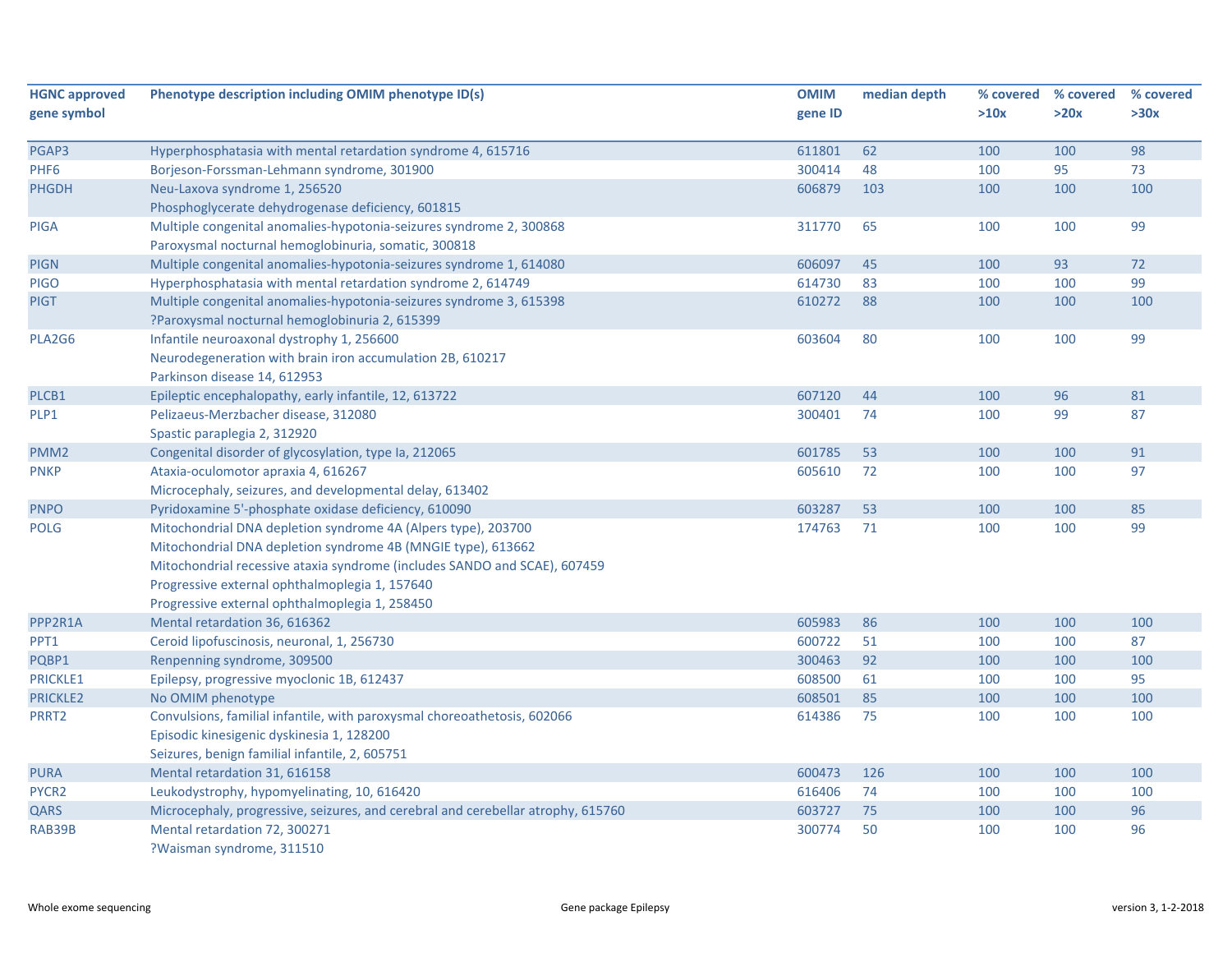| HGNC approved gene symbol | Phenotype description including OMIM phenotype ID(s) | OMIM gene ID | median depth | % covered >10x | % covered >20x | % covered >30x |
|---|---|---|---|---|---|---|
| PGAP3 | Hyperphosphatasia with mental retardation syndrome 4, 615716 | 611801 | 62 | 100 | 100 | 98 |
| PHF6 | Borjeson-Forssman-Lehmann syndrome, 301900 | 300414 | 48 | 100 | 95 | 73 |
| PHGDH | Neu-Laxova syndrome 1, 256520<br>Phosphoglycerate dehydrogenase deficiency, 601815 | 606879 | 103 | 100 | 100 | 100 |
| PIGA | Multiple congenital anomalies-hypotonia-seizures syndrome 2, 300868<br>Paroxysmal nocturnal hemoglobinuria, somatic, 300818 | 311770 | 65 | 100 | 100 | 99 |
| PIGN | Multiple congenital anomalies-hypotonia-seizures syndrome 1, 614080 | 606097 | 45 | 100 | 93 | 72 |
| PIGO | Hyperphosphatasia with mental retardation syndrome 2, 614749 | 614730 | 83 | 100 | 100 | 99 |
| PIGT | Multiple congenital anomalies-hypotonia-seizures syndrome 3, 615398<br>?Paroxysmal nocturnal hemoglobinuria 2, 615399 | 610272 | 88 | 100 | 100 | 100 |
| PLA2G6 | Infantile neuroaxonal dystrophy 1, 256600<br>Neurodegeneration with brain iron accumulation 2B, 610217<br>Parkinson disease 14, 612953 | 603604 | 80 | 100 | 100 | 99 |
| PLCB1 | Epileptic encephalopathy, early infantile, 12, 613722 | 607120 | 44 | 100 | 96 | 81 |
| PLP1 | Pelizaeus-Merzbacher disease, 312080<br>Spastic paraplegia 2, 312920 | 300401 | 74 | 100 | 99 | 87 |
| PMM2 | Congenital disorder of glycosylation, type Ia, 212065 | 601785 | 53 | 100 | 100 | 91 |
| PNKP | Ataxia-oculomotor apraxia 4, 616267<br>Microcephaly, seizures, and developmental delay, 613402 | 605610 | 72 | 100 | 100 | 97 |
| PNPO | Pyridoxamine 5'-phosphate oxidase deficiency, 610090 | 603287 | 53 | 100 | 100 | 85 |
| POLG | Mitochondrial DNA depletion syndrome 4A (Alpers type), 203700<br>Mitochondrial DNA depletion syndrome 4B (MNGIE type), 613662<br>Mitochondrial recessive ataxia syndrome (includes SANDO and SCAE), 607459<br>Progressive external ophthalmoplegia 1, 157640<br>Progressive external ophthalmoplegia 1, 258450 | 174763 | 71 | 100 | 100 | 99 |
| PPP2R1A | Mental retardation 36, 616362 | 605983 | 86 | 100 | 100 | 100 |
| PPT1 | Ceroid lipofuscinosis, neuronal, 1, 256730 | 600722 | 51 | 100 | 100 | 87 |
| PQBP1 | Renpenning syndrome, 309500 | 300463 | 92 | 100 | 100 | 100 |
| PRICKLE1 | Epilepsy, progressive myoclonic 1B, 612437 | 608500 | 61 | 100 | 100 | 95 |
| PRICKLE2 | No OMIM phenotype | 608501 | 85 | 100 | 100 | 100 |
| PRRT2 | Convulsions, familial infantile, with paroxysmal choreoathetosis, 602066<br>Episodic kinesigenic dyskinesia 1, 128200<br>Seizures, benign familial infantile, 2, 605751 | 614386 | 75 | 100 | 100 | 100 |
| PURA | Mental retardation 31, 616158 | 600473 | 126 | 100 | 100 | 100 |
| PYCR2 | Leukodystrophy, hypomyelinating, 10, 616420 | 616406 | 74 | 100 | 100 | 100 |
| QARS | Microcephaly, progressive, seizures, and cerebral and cerebellar atrophy, 615760 | 603727 | 75 | 100 | 100 | 96 |
| RAB39B | Mental retardation 72, 300271<br>?Waisman syndrome, 311510 | 300774 | 50 | 100 | 100 | 96 |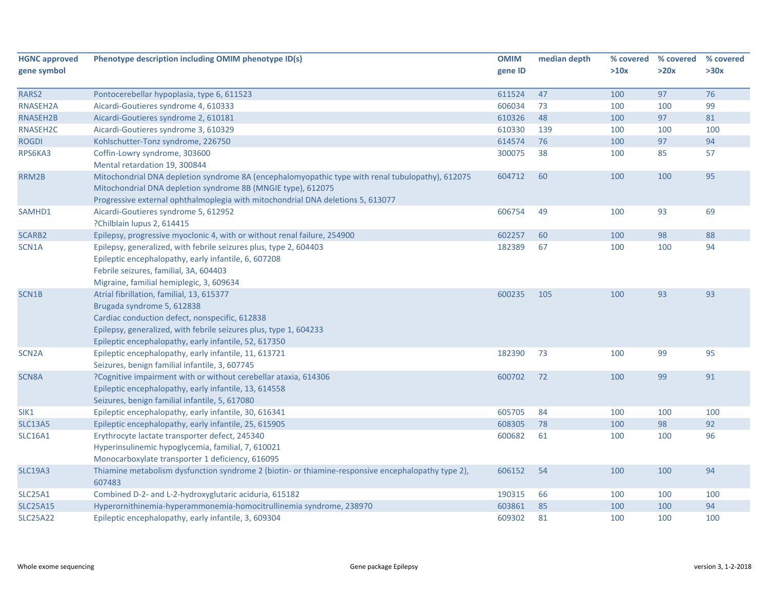| HGNC approved gene symbol | Phenotype description including OMIM phenotype ID(s) | OMIM gene ID | median depth | % covered >10x | % covered >20x | % covered >30x |
|---|---|---|---|---|---|---|
| RARS2 | Pontocerebellar hypoplasia, type 6, 611523 | 611524 | 47 | 100 | 97 | 76 |
| RNASEH2A | Aicardi-Goutieres syndrome 4, 610333 | 606034 | 73 | 100 | 100 | 99 |
| RNASEH2B | Aicardi-Goutieres syndrome 2, 610181 | 610326 | 48 | 100 | 97 | 81 |
| RNASEH2C | Aicardi-Goutieres syndrome 3, 610329 | 610330 | 139 | 100 | 100 | 100 |
| ROGDI | Kohlschutter-Tonz syndrome, 226750 | 614574 | 76 | 100 | 97 | 94 |
| RPS6KA3 | Coffin-Lowry syndrome, 303600<br>Mental retardation 19, 300844 | 300075 | 38 | 100 | 85 | 57 |
| RRM2B | Mitochondrial DNA depletion syndrome 8A (encephalomyopathic type with renal tubulopathy), 612075<br>Mitochondrial DNA depletion syndrome 8B (MNGIE type), 612075<br>Progressive external ophthalmoplegia with mitochondrial DNA deletions 5, 613077 | 604712 | 60 | 100 | 100 | 95 |
| SAMHD1 | Aicardi-Goutieres syndrome 5, 612952<br>?Chilblain lupus 2, 614415 | 606754 | 49 | 100 | 93 | 69 |
| SCARB2 | Epilepsy, progressive myoclonic 4, with or without renal failure, 254900 | 602257 | 60 | 100 | 98 | 88 |
| SCN1A | Epilepsy, generalized, with febrile seizures plus, type 2, 604403<br>Epileptic encephalopathy, early infantile, 6, 607208<br>Febrile seizures, familial, 3A, 604403<br>Migraine, familial hemiplegic, 3, 609634 | 182389 | 67 | 100 | 100 | 94 |
| SCN1B | Atrial fibrillation, familial, 13, 615377<br>Brugada syndrome 5, 612838<br>Cardiac conduction defect, nonspecific, 612838<br>Epilepsy, generalized, with febrile seizures plus, type 1, 604233<br>Epileptic encephalopathy, early infantile, 52, 617350 | 600235 | 105 | 100 | 93 | 93 |
| SCN2A | Epileptic encephalopathy, early infantile, 11, 613721<br>Seizures, benign familial infantile, 3, 607745 | 182390 | 73 | 100 | 99 | 95 |
| SCN8A | ?Cognitive impairment with or without cerebellar ataxia, 614306<br>Epileptic encephalopathy, early infantile, 13, 614558<br>Seizures, benign familial infantile, 5, 617080 | 600702 | 72 | 100 | 99 | 91 |
| SIK1 | Epileptic encephalopathy, early infantile, 30, 616341 | 605705 | 84 | 100 | 100 | 100 |
| SLC13A5 | Epileptic encephalopathy, early infantile, 25, 615905 | 608305 | 78 | 100 | 98 | 92 |
| SLC16A1 | Erythrocyte lactate transporter defect, 245340<br>Hyperinsulinemic hypoglycemia, familial, 7, 610021<br>Monocarboxylate transporter 1 deficiency, 616095 | 600682 | 61 | 100 | 100 | 96 |
| SLC19A3 | Thiamine metabolism dysfunction syndrome 2 (biotin- or thiamine-responsive encephalopathy type 2), 607483 | 606152 | 54 | 100 | 100 | 94 |
| SLC25A1 | Combined D-2- and L-2-hydroxyglutaric aciduria, 615182 | 190315 | 66 | 100 | 100 | 100 |
| SLC25A15 | Hyperornithinemia-hyperammonemia-homocitrullinemia syndrome, 238970 | 603861 | 85 | 100 | 100 | 94 |
| SLC25A22 | Epileptic encephalopathy, early infantile, 3, 609304 | 609302 | 81 | 100 | 100 | 100 |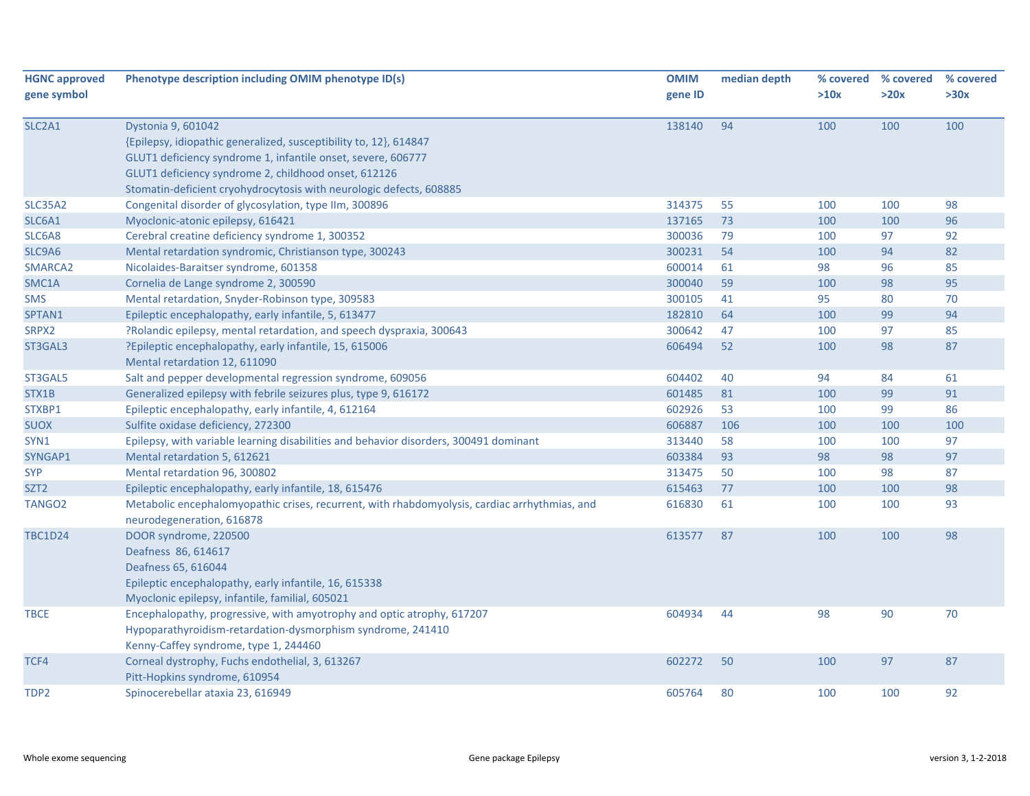| HGNC approved gene symbol | Phenotype description including OMIM phenotype ID(s) | OMIM gene ID | median depth | % covered >10x | % covered >20x | % covered >30x |
|---|---|---|---|---|---|---|
| SLC2A1 | Dystonia 9, 601042<br>{Epilepsy, idiopathic generalized, susceptibility to, 12}, 614847<br>GLUT1 deficiency syndrome 1, infantile onset, severe, 606777<br>GLUT1 deficiency syndrome 2, childhood onset, 612126<br>Stomatin-deficient cryohydrocytosis with neurologic defects, 608885 | 138140 | 94 | 100 | 100 | 100 |
| SLC35A2 | Congenital disorder of glycosylation, type IIm, 300896 | 314375 | 55 | 100 | 100 | 98 |
| SLC6A1 | Myoclonic-atonic epilepsy, 616421 | 137165 | 73 | 100 | 100 | 96 |
| SLC6A8 | Cerebral creatine deficiency syndrome 1, 300352 | 300036 | 79 | 100 | 97 | 92 |
| SLC9A6 | Mental retardation syndromic, Christianson type, 300243 | 300231 | 54 | 100 | 94 | 82 |
| SMARCA2 | Nicolaides-Baraitser syndrome, 601358 | 600014 | 61 | 98 | 96 | 85 |
| SMC1A | Cornelia de Lange syndrome 2, 300590 | 300040 | 59 | 100 | 98 | 95 |
| SMS | Mental retardation, Snyder-Robinson type, 309583 | 300105 | 41 | 95 | 80 | 70 |
| SPTAN1 | Epileptic encephalopathy, early infantile, 5, 613477 | 182810 | 64 | 100 | 99 | 94 |
| SRPX2 | ?Rolandic epilepsy, mental retardation, and speech dyspraxia, 300643 | 300642 | 47 | 100 | 97 | 85 |
| ST3GAL3 | ?Epileptic encephalopathy, early infantile, 15, 615006<br>Mental retardation 12, 611090 | 606494 | 52 | 100 | 98 | 87 |
| ST3GAL5 | Salt and pepper developmental regression syndrome, 609056 | 604402 | 40 | 94 | 84 | 61 |
| STX1B | Generalized epilepsy with febrile seizures plus, type 9, 616172 | 601485 | 81 | 100 | 99 | 91 |
| STXBP1 | Epileptic encephalopathy, early infantile, 4, 612164 | 602926 | 53 | 100 | 99 | 86 |
| SUOX | Sulfite oxidase deficiency, 272300 | 606887 | 106 | 100 | 100 | 100 |
| SYN1 | Epilepsy, with variable learning disabilities and behavior disorders, 300491 dominant | 313440 | 58 | 100 | 100 | 97 |
| SYNGAP1 | Mental retardation 5, 612621 | 603384 | 93 | 98 | 98 | 97 |
| SYP | Mental retardation 96, 300802 | 313475 | 50 | 100 | 98 | 87 |
| SZT2 | Epileptic encephalopathy, early infantile, 18, 615476 | 615463 | 77 | 100 | 100 | 98 |
| TANGO2 | Metabolic encephalomyopathic crises, recurrent, with rhabdomyolysis, cardiac arrhythmias, and neurodegeneration, 616878 | 616830 | 61 | 100 | 100 | 93 |
| TBC1D24 | DOOR syndrome, 220500<br>Deafness 86, 614617<br>Deafness 65, 616044<br>Epileptic encephalopathy, early infantile, 16, 615338<br>Myoclonic epilepsy, infantile, familial, 605021 | 613577 | 87 | 100 | 100 | 98 |
| TBCE | Encephalopathy, progressive, with amyotrophy and optic atrophy, 617207<br>Hypoparathyroidism-retardation-dysmorphism syndrome, 241410<br>Kenny-Caffey syndrome, type 1, 244460 | 604934 | 44 | 98 | 90 | 70 |
| TCF4 | Corneal dystrophy, Fuchs endothelial, 3, 613267<br>Pitt-Hopkins syndrome, 610954 | 602272 | 50 | 100 | 97 | 87 |
| TDP2 | Spinocerebellar ataxia 23, 616949 | 605764 | 80 | 100 | 100 | 92 |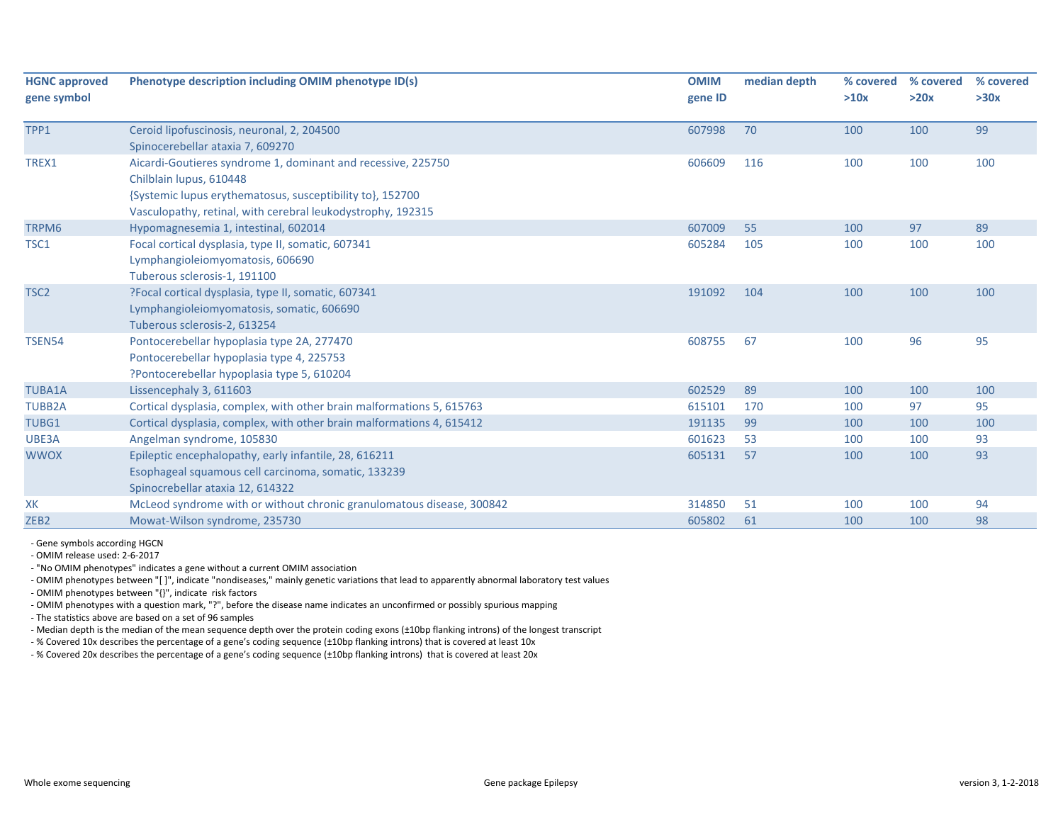| HGNC approved gene symbol | Phenotype description including OMIM phenotype ID(s) | OMIM gene ID | median depth | % covered >10x | % covered >20x | % covered >30x |
|---|---|---|---|---|---|---|
| TPP1 | Ceroid lipofuscinosis, neuronal, 2, 204500<br>Spinocerebellar ataxia 7, 609270 | 607998 | 70 | 100 | 100 | 99 |
| TREX1 | Aicardi-Goutieres syndrome 1, dominant and recessive, 225750<br>Chilblain lupus, 610448<br>{Systemic lupus erythematosus, susceptibility to}, 152700<br>Vasculopathy, retinal, with cerebral leukodystrophy, 192315 | 606609 | 116 | 100 | 100 | 100 |
| TRPM6 | Hypomagnesemia 1, intestinal, 602014 | 607009 | 55 | 100 | 97 | 89 |
| TSC1 | Focal cortical dysplasia, type II, somatic, 607341<br>Lymphangioleiomyomatosis, 606690<br>Tuberous sclerosis-1, 191100 | 605284 | 105 | 100 | 100 | 100 |
| TSC2 | ?Focal cortical dysplasia, type II, somatic, 607341<br>Lymphangioleiomyomatosis, somatic, 606690<br>Tuberous sclerosis-2, 613254 | 191092 | 104 | 100 | 100 | 100 |
| TSEN54 | Pontocerebellar hypoplasia type 2A, 277470<br>Pontocerebellar hypoplasia type 4, 225753<br>?Pontocerebellar hypoplasia type 5, 610204 | 608755 | 67 | 100 | 96 | 95 |
| TUBA1A | Lissencephaly 3, 611603 | 602529 | 89 | 100 | 100 | 100 |
| TUBB2A | Cortical dysplasia, complex, with other brain malformations 5, 615763 | 615101 | 170 | 100 | 97 | 95 |
| TUBG1 | Cortical dysplasia, complex, with other brain malformations 4, 615412 | 191135 | 99 | 100 | 100 | 100 |
| UBE3A | Angelman syndrome, 105830 | 601623 | 53 | 100 | 100 | 93 |
| WWOX | Epileptic encephalopathy, early infantile, 28, 616211<br>Esophageal squamous cell carcinoma, somatic, 133239<br>Spinocrebellar ataxia 12, 614322 | 605131 | 57 | 100 | 100 | 93 |
| XK | McLeod syndrome with or without chronic granulomatous disease, 300842 | 314850 | 51 | 100 | 100 | 94 |
| ZEB2 | Mowat-Wilson syndrome, 235730 | 605802 | 61 | 100 | 100 | 98 |

- Gene symbols according HGCN
- OMIM release used: 2-6-2017
- "No OMIM phenotypes" indicates a gene without a current OMIM association
- OMIM phenotypes between "[ ]", indicate "nondiseases," mainly genetic variations that lead to apparently abnormal laboratory test values
- OMIM phenotypes between "{}", indicate risk factors
- OMIM phenotypes with a question mark, "?", before the disease name indicates an unconfirmed or possibly spurious mapping
- The statistics above are based on a set of 96 samples
- Median depth is the median of the mean sequence depth over the protein coding exons (±10bp flanking introns) of the longest transcript
- % Covered 10x describes the percentage of a gene's coding sequence (±10bp flanking introns) that is covered at least 10x
- % Covered 20x describes the percentage of a gene's coding sequence (±10bp flanking introns) that is covered at least 20x